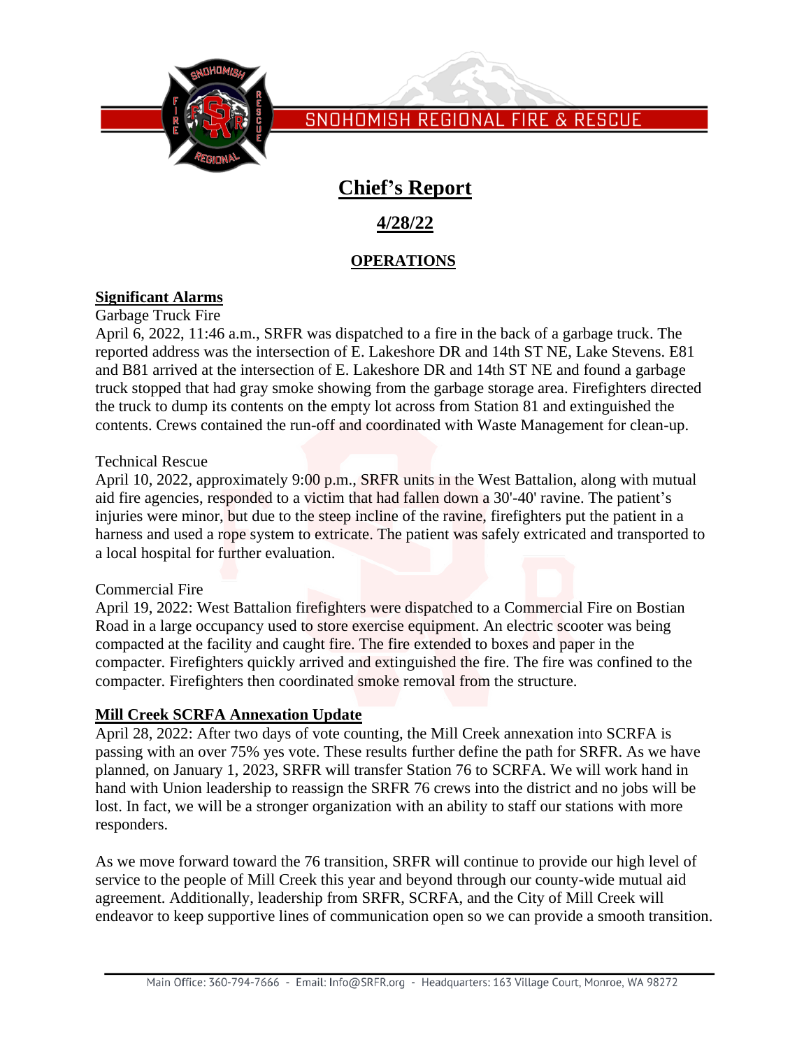SNOHOMISH REGIONAL FIRE & RESCUE

# Chief's Report

## 4/28/22

## OPERATIONS

### Significant Alarms

Garbage Truck Fire

April 6, 2022, 11:46 a.m., SRFR was dispatched to a fire in the back of a garbage truck. The reported address was the intersection of E. Lakeshore DR and 14th ST NE, Lake Stevens. E81 and B81 arrived at the intersection of E. Lakeshore DR and 14th ST NE and found a garbage truck stopped that had gray smoke showing from the garbage storage area. Firefighters directed the truck to dump its contents on the empty lot across from Station 81 and extinguished the contents. Crews contained the run-off and coordinated with Waste Management for clean-up.

Technical Rescue

April 10, 2022, approximately 9:00 p.m., SRFR units in the West Battalion, along with mutual aid fire agencies, responded to a victim that had fallen down a 30'-40' ravine. The patient's injuries were minor, but due to the steep incline of the ravine, firefighters put the patient in a harness and used a rope system to extricate. The patient was safely extricated and transported to a local hospital for further evaluation.

Commercial Fire

April 19, 2022: West Battalion firefighters were dispatched to a Commercial Fire on Bostian Road in a large occupancy used to store exercise equipment. An electric scooter was being compacted at the facility and caught fire. The fire extended to boxes and paper in the compacter. Firefighters quickly arrived and extinguished the fire. The fire was confined to the compacter. Firefighters then coordinated smoke removal from the structure.

### Mill Creek SCRFA Annexation Update

April 28, 2022: After two days of vote counting, the Mill Creek annexation into SCRFA is passing with an over 75% yes vote. These results further define the path for SRFR. As we have planned, on January 1, 2023, SRFR will transfer Station 76 to SCRFA. We will work hand in hand with Union leadership to reassign the SRFR 76 crews into the district and no jobs will be lost. In fact, we will be a stronger organization with an ability to staff our stations with more responders.

As we move forward toward the 76 transition, SRFR will continue to provide our high level of service to the people of Mill Creek this year and beyond through our county-wide mutual aid agreement. Additionally, leadership from SRFR, SCRFA, and the City of Mill Creek will endeavor to keep supportive lines of communication open so we can provide a smooth transition.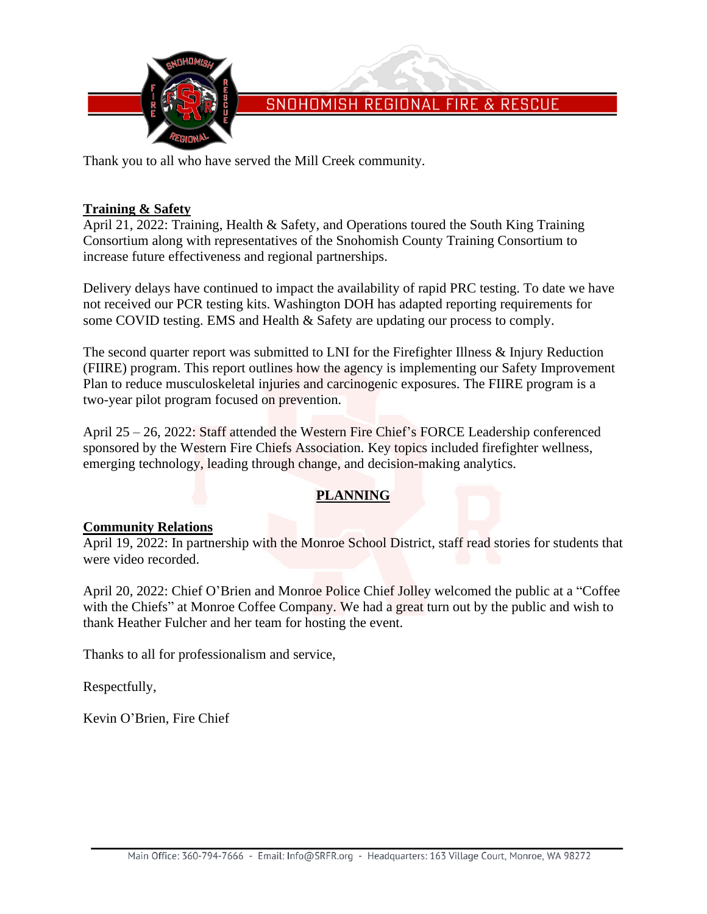Thank you to all who have served the Mill Creek community.

**Training & Safety**

April 21, 2022: Training, Health & Safety, and Operations toured the South King Training Consortium along with representatives of the Snohomish County Training Consortium to increase future effectiveness and regional partnerships.

Delivery delays have continued to impact the availability of rapid PRC testing. To date we have not received our PCR testing kits. Washington DOH has adapted reporting requirements for some COVID testing. EMS and Health & Safety are updating our process to comply.

The second quarter report was submitted to LNI for the Firefighter Illness & Injury Reduction (FIIRE) program. This report outlines how the agency is implementing our Safety Improvement Plan to reduce musculoskeletal injuries and carcinogenic exposures. The FIIRE program is a two-year pilot program focused on prevention.

April 25 – 26, 2022: Staff attended the Western Fire Chief's FORCE Leadership conferenced sponsored by the Western Fire Chiefs Association. Key topics included firefighter wellness, emerging technology, leading through change, and decision-making analytics.

## PLANNING

**Community Relations**

April 19, 2022: In partnership with the Monroe School District, staff read stories for students that were video recorded.

April 20, 2022: Chief O'Brien and Monroe Police Chief Jolley welcomed the public at a "Coffee with the Chiefs" at Monroe Coffee Company. We had a great turn out by the public and wish to thank Heather Fulcher and her team for hosting the event.

Thanks to all for professionalism and service,

Respectfully,

Kevin O'Brien, Fire Chief